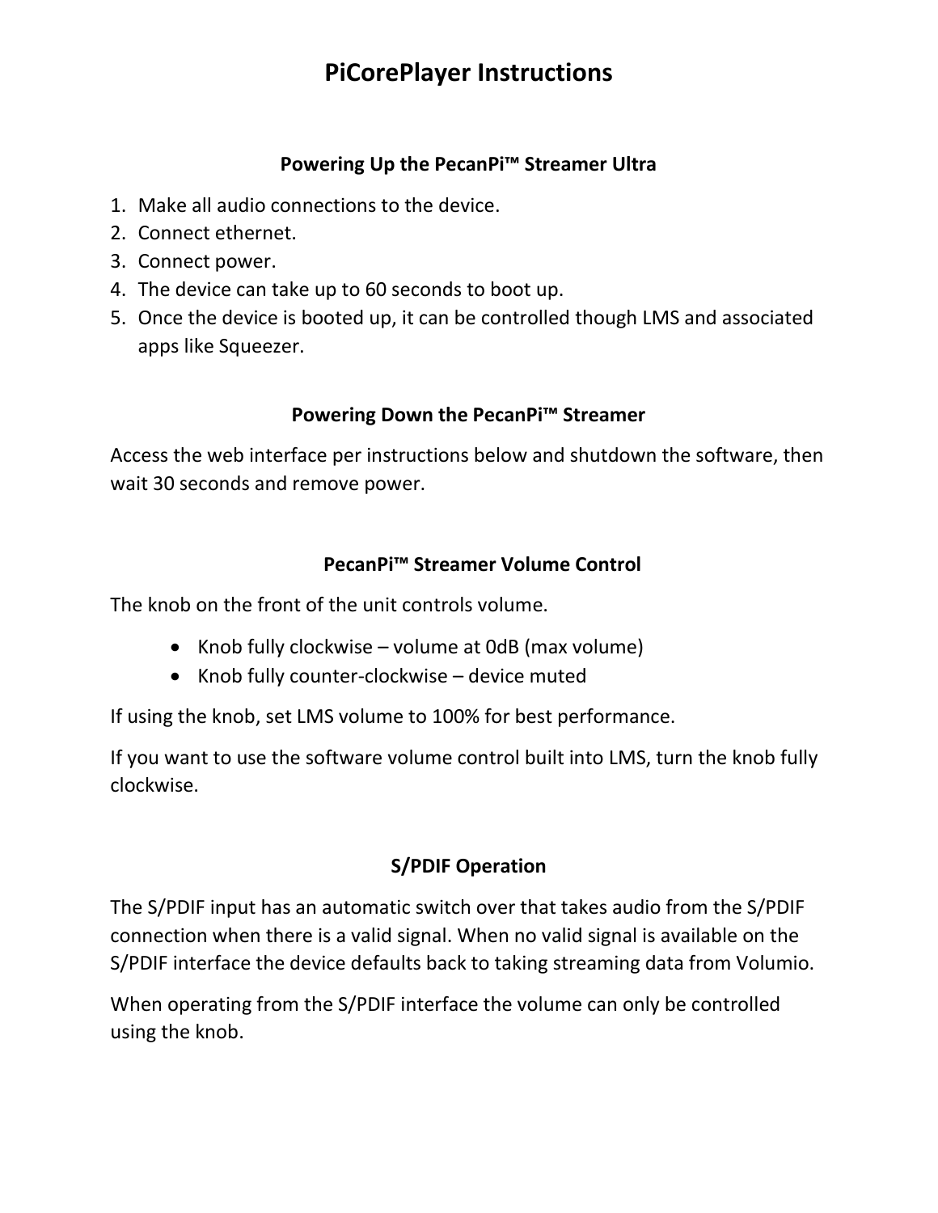# PiCorePlayer Instructions

## Powering Up the PecanPi™ Streamer Ultra

1. Make all audio connections to the device.
2. Connect ethernet.
3. Connect power.
4. The device can take up to 60 seconds to boot up.
5. Once the device is booted up, it can be controlled though LMS and associated apps like Squeezer.

## Powering Down the PecanPi™ Streamer

Access the web interface per instructions below and shutdown the software, then wait 30 seconds and remove power.

## PecanPi™ Streamer Volume Control

The knob on the front of the unit controls volume.

- Knob fully clockwise – volume at 0dB (max volume)
- Knob fully counter-clockwise – device muted

If using the knob, set LMS volume to 100% for best performance.

If you want to use the software volume control built into LMS, turn the knob fully clockwise.

## S/PDIF Operation

The S/PDIF input has an automatic switch over that takes audio from the S/PDIF connection when there is a valid signal. When no valid signal is available on the S/PDIF interface the device defaults back to taking streaming data from Volumio.

When operating from the S/PDIF interface the volume can only be controlled using the knob.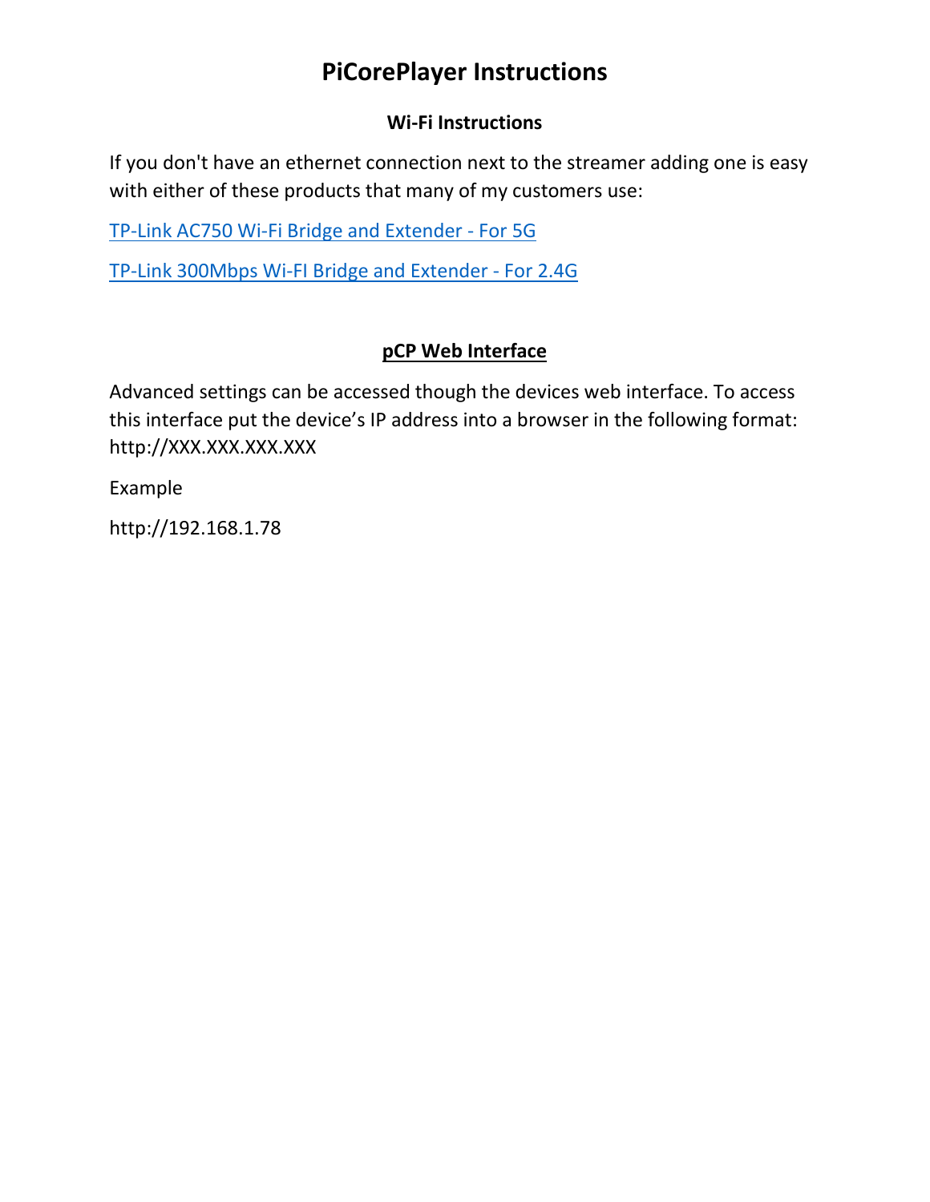# PiCorePlayer Instructions

## Wi-Fi Instructions

If you don't have an ethernet connection next to the streamer adding one is easy with either of these products that many of my customers use:

TP-Link AC750 Wi-Fi Bridge and Extender - For 5G

TP-Link 300Mbps Wi-FI Bridge and Extender - For 2.4G

## pCP Web Interface

Advanced settings can be accessed though the devices web interface. To access this interface put the device's IP address into a browser in the following format: http://XXX.XXX.XXX.XXX

Example

http://192.168.1.78